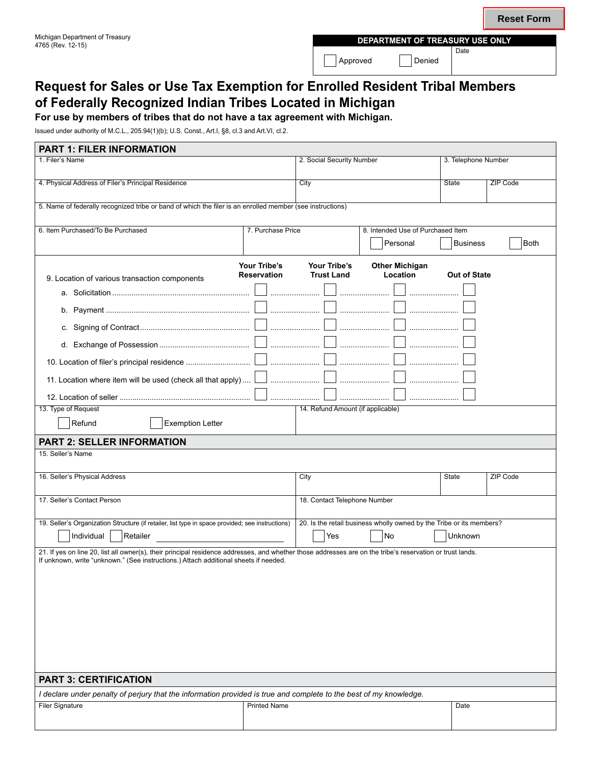Reset Form

Michigan Department of Treasury
4765 (Rev. 12-15)

| DEPARTMENT OF TREASURY USE ONLY | |
|---|---|
| ☐ Approved ☐ Denied | Date |

# Request for Sales or Use Tax Exemption for Enrolled Resident Tribal Members of Federally Recognized Indian Tribes Located in Michigan

**For use by members of tribes that do not have a tax agreement with Michigan.**

Issued under authority of M.C.L., 205.94(1)(b); U.S. Const., Art.I, §8, cl.3 and Art.VI, cl.2.

## PART 1: FILER INFORMATION

| 1. Filer's Name | 2. Social Security Number | 3. Telephone Number | |
|---|---|---|---|
| 4. Physical Address of Filer's Principal Residence | City | State | ZIP Code |

5. Name of federally recognized tribe or band of which the filer is an enrolled member (see instructions)

| 6. Item Purchased/To Be Purchased | 7. Purchase Price | 8. Intended Use of Purchased Item ☐ Personal ☐ Business ☐ Both |
|---|---|---|

| 9. Location of various transaction components | Your Tribe's Reservation | Your Tribe's Trust Land | Other Michigan Location | Out of State |
|---|---|---|---|---|
| a. Solicitation | ☐ | ☐ | ☐ | ☐ |
| b. Payment | ☐ | ☐ | ☐ | ☐ |
| c. Signing of Contract | ☐ | ☐ | ☐ | ☐ |
| d. Exchange of Possession | ☐ | ☐ | ☐ | ☐ |
| 10. Location of filer's principal residence | ☐ | ☐ | ☐ | ☐ |
| 11. Location where item will be used (check all that apply) | ☐ | ☐ | ☐ | ☐ |
| 12. Location of seller | ☐ | ☐ | ☐ | ☐ |

| 13. Type of Request ☐ Refund ☐ Exemption Letter | 14. Refund Amount (if applicable) |
|---|---|

## PART 2: SELLER INFORMATION

15. Seller's Name

| 16. Seller's Physical Address | City | State | ZIP Code |
|---|---|---|---|
| 17. Seller's Contact Person | 18. Contact Telephone Number | | |

| 19. Seller's Organization Structure (if retailer, list type in space provided; see instructions) ☐ Individual ☐ Retailer ________________ | 20. Is the retail business wholly owned by the Tribe or its members? ☐ Yes ☐ No ☐ Unknown |
|---|---|

21. If yes on line 20, list all owner(s), their principal residence addresses, and whether those addresses are on the tribe's reservation or trust lands. If unknown, write "unknown." (See instructions.) Attach additional sheets if needed.

## PART 3: CERTIFICATION

*I declare under penalty of perjury that the information provided is true and complete to the best of my knowledge.*

| Filer Signature | Printed Name | Date |
|---|---|---|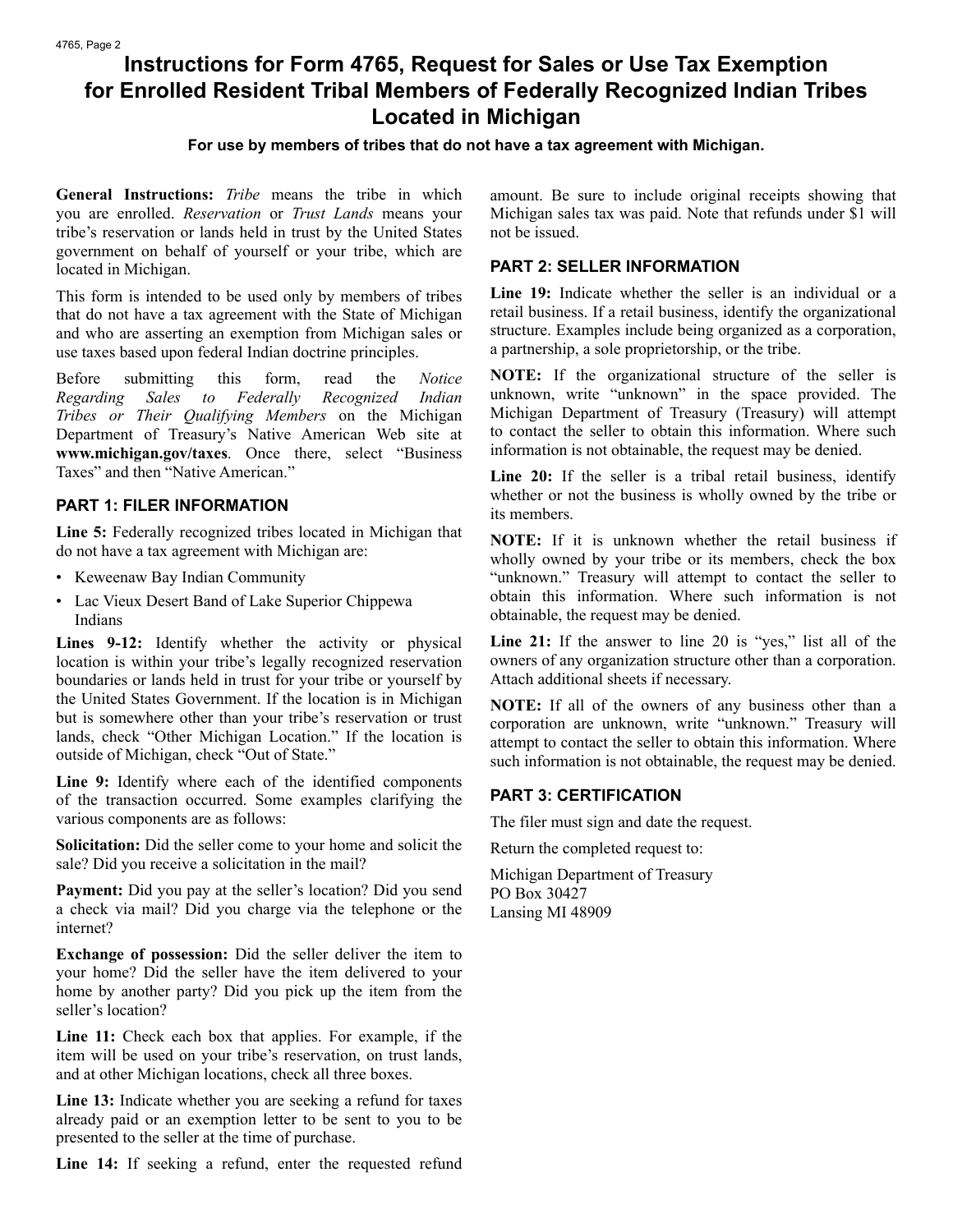# Instructions for Form 4765, Request for Sales or Use Tax Exemption for Enrolled Resident Tribal Members of Federally Recognized Indian Tribes Located in Michigan

**For use by members of tribes that do not have a tax agreement with Michigan.**

**General Instructions:** *Tribe* means the tribe in which you are enrolled. *Reservation* or *Trust Lands* means your tribe's reservation or lands held in trust by the United States government on behalf of yourself or your tribe, which are located in Michigan.

This form is intended to be used only by members of tribes that do not have a tax agreement with the State of Michigan and who are asserting an exemption from Michigan sales or use taxes based upon federal Indian doctrine principles.

Before submitting this form, read the *Notice Regarding Sales to Federally Recognized Indian Tribes or Their Qualifying Members* on the Michigan Department of Treasury's Native American Web site at **www.michigan.gov/taxes**. Once there, select "Business Taxes" and then "Native American."

## PART 1: FILER INFORMATION

**Line 5:** Federally recognized tribes located in Michigan that do not have a tax agreement with Michigan are:

- Keweenaw Bay Indian Community
- Lac Vieux Desert Band of Lake Superior Chippewa Indians

**Lines 9-12:** Identify whether the activity or physical location is within your tribe's legally recognized reservation boundaries or lands held in trust for your tribe or yourself by the United States Government. If the location is in Michigan but is somewhere other than your tribe's reservation or trust lands, check "Other Michigan Location." If the location is outside of Michigan, check "Out of State."

**Line 9:** Identify where each of the identified components of the transaction occurred. Some examples clarifying the various components are as follows:

**Solicitation:** Did the seller come to your home and solicit the sale? Did you receive a solicitation in the mail?

**Payment:** Did you pay at the seller's location? Did you send a check via mail? Did you charge via the telephone or the internet?

**Exchange of possession:** Did the seller deliver the item to your home? Did the seller have the item delivered to your home by another party? Did you pick up the item from the seller's location?

**Line 11:** Check each box that applies. For example, if the item will be used on your tribe's reservation, on trust lands, and at other Michigan locations, check all three boxes.

**Line 13:** Indicate whether you are seeking a refund for taxes already paid or an exemption letter to be sent to you to be presented to the seller at the time of purchase.

**Line 14:** If seeking a refund, enter the requested refund amount. Be sure to include original receipts showing that Michigan sales tax was paid. Note that refunds under $1 will not be issued.

## PART 2: SELLER INFORMATION

**Line 19:** Indicate whether the seller is an individual or a retail business. If a retail business, identify the organizational structure. Examples include being organized as a corporation, a partnership, a sole proprietorship, or the tribe.

**NOTE:** If the organizational structure of the seller is unknown, write "unknown" in the space provided. The Michigan Department of Treasury (Treasury) will attempt to contact the seller to obtain this information. Where such information is not obtainable, the request may be denied.

**Line 20:** If the seller is a tribal retail business, identify whether or not the business is wholly owned by the tribe or its members.

**NOTE:** If it is unknown whether the retail business if wholly owned by your tribe or its members, check the box "unknown." Treasury will attempt to contact the seller to obtain this information. Where such information is not obtainable, the request may be denied.

**Line 21:** If the answer to line 20 is "yes," list all of the owners of any organization structure other than a corporation. Attach additional sheets if necessary.

**NOTE:** If all of the owners of any business other than a corporation are unknown, write "unknown." Treasury will attempt to contact the seller to obtain this information. Where such information is not obtainable, the request may be denied.

## PART 3: CERTIFICATION

The filer must sign and date the request.

Return the completed request to:

Michigan Department of Treasury
PO Box 30427
Lansing MI 48909